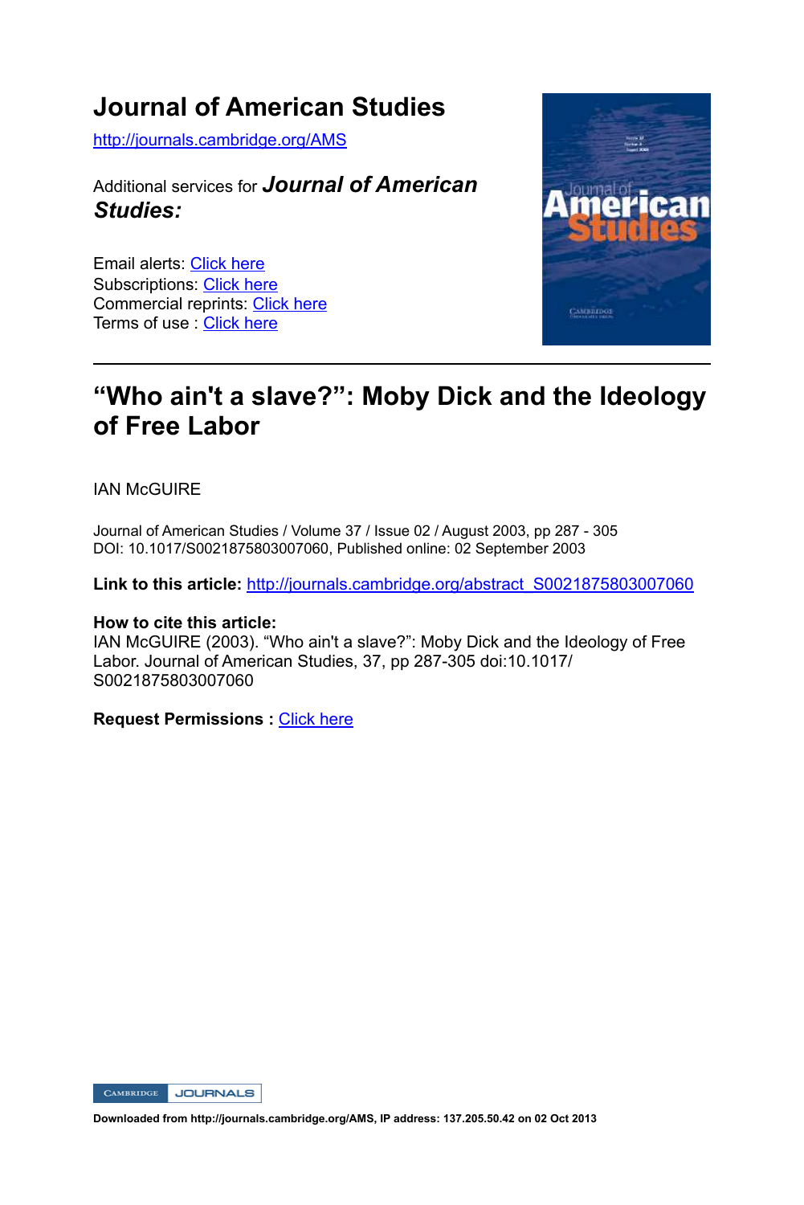# Journal of American Studies

http://journals.cambridge.org/AMS

Additional services for ***Journal of American Studies:***

Email alerts: Click here
Subscriptions: Click here
Commercial reprints: Click here
Terms of use : Click here

---

## "Who ain't a slave?": Moby Dick and the Ideology of Free Labor

IAN McGUIRE

Journal of American Studies / Volume 37 / Issue 02 / August 2003, pp 287 - 305
DOI: 10.1017/S0021875803007060, Published online: 02 September 2003

**Link to this article:** http://journals.cambridge.org/abstract_S0021875803007060

**How to cite this article:**
IAN McGUIRE (2003). "Who ain't a slave?": Moby Dick and the Ideology of Free Labor. Journal of American Studies, 37, pp 287-305 doi:10.1017/S0021875803007060

**Request Permissions :** Click here

**Downloaded from http://journals.cambridge.org/AMS, IP address: 137.205.50.42 on 02 Oct 2013**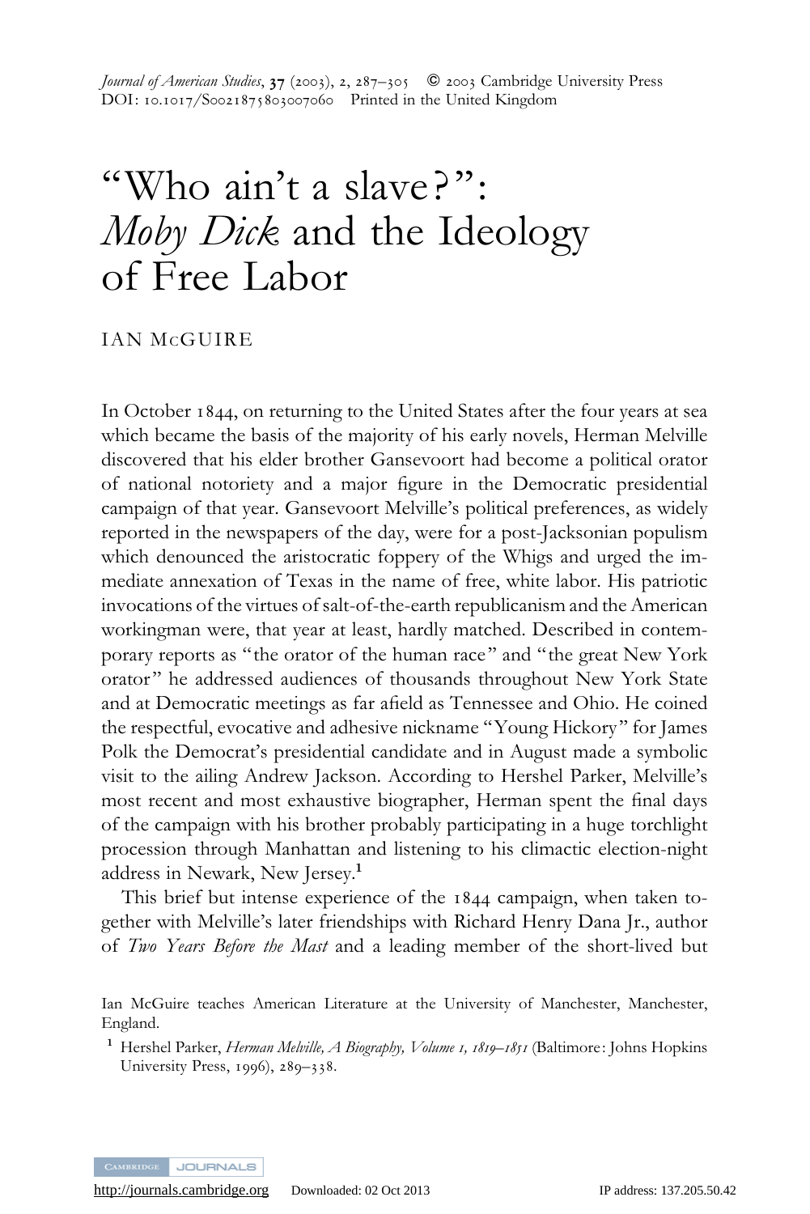# "Who ain't a slave?": *Moby Dick* and the Ideology of Free Labor

IAN McGUIRE

In October 1844, on returning to the United States after the four years at sea which became the basis of the majority of his early novels, Herman Melville discovered that his elder brother Gansevoort had become a political orator of national notoriety and a major figure in the Democratic presidential campaign of that year. Gansevoort Melville's political preferences, as widely reported in the newspapers of the day, were for a post-Jacksonian populism which denounced the aristocratic foppery of the Whigs and urged the immediate annexation of Texas in the name of free, white labor. His patriotic invocations of the virtues of salt-of-the-earth republicanism and the American workingman were, that year at least, hardly matched. Described in contemporary reports as "the orator of the human race" and "the great New York orator" he addressed audiences of thousands throughout New York State and at Democratic meetings as far afield as Tennessee and Ohio. He coined the respectful, evocative and adhesive nickname "Young Hickory" for James Polk the Democrat's presidential candidate and in August made a symbolic visit to the ailing Andrew Jackson. According to Hershel Parker, Melville's most recent and most exhaustive biographer, Herman spent the final days of the campaign with his brother probably participating in a huge torchlight procession through Manhattan and listening to his climactic election-night address in Newark, New Jersey.[1]

This brief but intense experience of the 1844 campaign, when taken together with Melville's later friendships with Richard Henry Dana Jr., author of *Two Years Before the Mast* and a leading member of the short-lived but

Ian McGuire teaches American Literature at the University of Manchester, Manchester, England.

[1] Hershel Parker, *Herman Melville, A Biography, Volume 1, 1819–1851* (Baltimore: Johns Hopkins University Press, 1996), 289–338.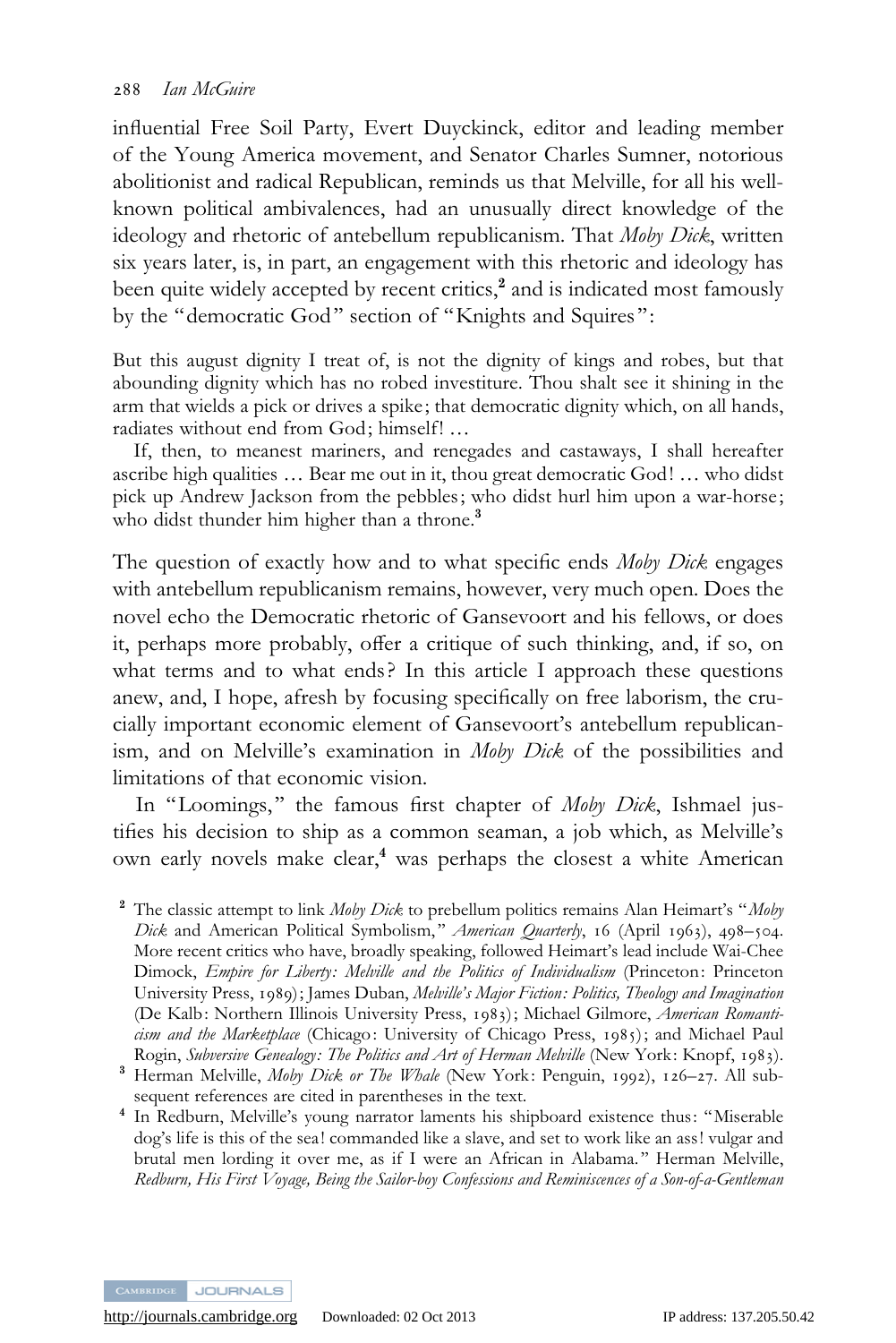influential Free Soil Party, Evert Duyckinck, editor and leading member of the Young America movement, and Senator Charles Sumner, notorious abolitionist and radical Republican, reminds us that Melville, for all his well-known political ambivalences, had an unusually direct knowledge of the ideology and rhetoric of antebellum republicanism. That *Moby Dick*, written six years later, is, in part, an engagement with this rhetoric and ideology has been quite widely accepted by recent critics,[2] and is indicated most famously by the "democratic God" section of "Knights and Squires":

> But this august dignity I treat of, is not the dignity of kings and robes, but that abounding dignity which has no robed investiture. Thou shalt see it shining in the arm that wields a pick or drives a spike; that democratic dignity which, on all hands, radiates without end from God; himself! …
>
> If, then, to meanest mariners, and renegades and castaways, I shall hereafter ascribe high qualities … Bear me out in it, thou great democratic God! … who didst pick up Andrew Jackson from the pebbles; who didst hurl him upon a war-horse; who didst thunder him higher than a throne.[3]

The question of exactly how and to what specific ends *Moby Dick* engages with antebellum republicanism remains, however, very much open. Does the novel echo the Democratic rhetoric of Gansevoort and his fellows, or does it, perhaps more probably, offer a critique of such thinking, and, if so, on what terms and to what ends? In this article I approach these questions anew, and, I hope, afresh by focusing specifically on free laborism, the crucially important economic element of Gansevoort's antebellum republicanism, and on Melville's examination in *Moby Dick* of the possibilities and limitations of that economic vision.

In "Loomings," the famous first chapter of *Moby Dick*, Ishmael justifies his decision to ship as a common seaman, a job which, as Melville's own early novels make clear,[4] was perhaps the closest a white American

[2] The classic attempt to link *Moby Dick* to prebellum politics remains Alan Heimart's "*Moby Dick* and American Political Symbolism," *American Quarterly*, 16 (April 1963), 498–504. More recent critics who have, broadly speaking, followed Heimart's lead include Wai-Chee Dimock, *Empire for Liberty: Melville and the Politics of Individualism* (Princeton: Princeton University Press, 1989); James Duban, *Melville's Major Fiction: Politics, Theology and Imagination* (De Kalb: Northern Illinois University Press, 1983); Michael Gilmore, *American Romanticism and the Marketplace* (Chicago: University of Chicago Press, 1985); and Michael Paul Rogin, *Subversive Genealogy: The Politics and Art of Herman Melville* (New York: Knopf, 1983).

[3] Herman Melville, *Moby Dick or The Whale* (New York: Penguin, 1992), 126–27. All subsequent references are cited in parentheses in the text.

[4] In Redburn, Melville's young narrator laments his shipboard existence thus: "Miserable dog's life is this of the sea! commanded like a slave, and set to work like an ass! vulgar and brutal men lording it over me, as if I were an African in Alabama." Herman Melville, *Redburn, His First Voyage, Being the Sailor-boy Confessions and Reminiscences of a Son-of-a-Gentleman*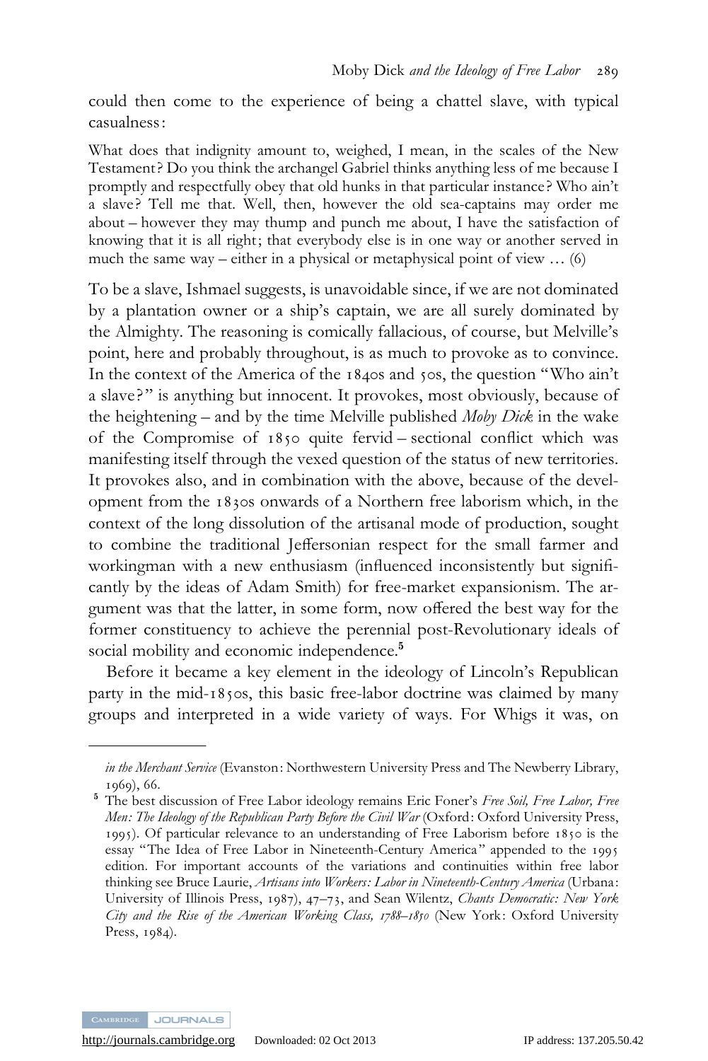could then come to the experience of being a chattel slave, with typical casualness:

> What does that indignity amount to, weighed, I mean, in the scales of the New Testament? Do you think the archangel Gabriel thinks anything less of me because I promptly and respectfully obey that old hunks in that particular instance? Who ain't a slave? Tell me that. Well, then, however the old sea-captains may order me about – however they may thump and punch me about, I have the satisfaction of knowing that it is all right; that everybody else is in one way or another served in much the same way – either in a physical or metaphysical point of view … (6)

To be a slave, Ishmael suggests, is unavoidable since, if we are not dominated by a plantation owner or a ship's captain, we are all surely dominated by the Almighty. The reasoning is comically fallacious, of course, but Melville's point, here and probably throughout, is as much to provoke as to convince. In the context of the America of the 1840s and 50s, the question "Who ain't a slave?" is anything but innocent. It provokes, most obviously, because of the heightening – and by the time Melville published *Moby Dick* in the wake of the Compromise of 1850 quite fervid – sectional conflict which was manifesting itself through the vexed question of the status of new territories. It provokes also, and in combination with the above, because of the development from the 1830s onwards of a Northern free laborism which, in the context of the long dissolution of the artisanal mode of production, sought to combine the traditional Jeffersonian respect for the small farmer and workingman with a new enthusiasm (influenced inconsistently but significantly by the ideas of Adam Smith) for free-market expansionism. The argument was that the latter, in some form, now offered the best way for the former constituency to achieve the perennial post-Revolutionary ideals of social mobility and economic independence.[5]

Before it became a key element in the ideology of Lincoln's Republican party in the mid-1850s, this basic free-labor doctrine was claimed by many groups and interpreted in a wide variety of ways. For Whigs it was, on

---

*in the Merchant Service* (Evanston: Northwestern University Press and The Newberry Library, 1969), 66.

[5] The best discussion of Free Labor ideology remains Eric Foner's *Free Soil, Free Labor, Free Men: The Ideology of the Republican Party Before the Civil War* (Oxford: Oxford University Press, 1995). Of particular relevance to an understanding of Free Laborism before 1850 is the essay "The Idea of Free Labor in Nineteenth-Century America" appended to the 1995 edition. For important accounts of the variations and continuities within free labor thinking see Bruce Laurie, *Artisans into Workers: Labor in Nineteenth-Century America* (Urbana: University of Illinois Press, 1987), 47–73, and Sean Wilentz, *Chants Democratic: New York City and the Rise of the American Working Class, 1788–1850* (New York: Oxford University Press, 1984).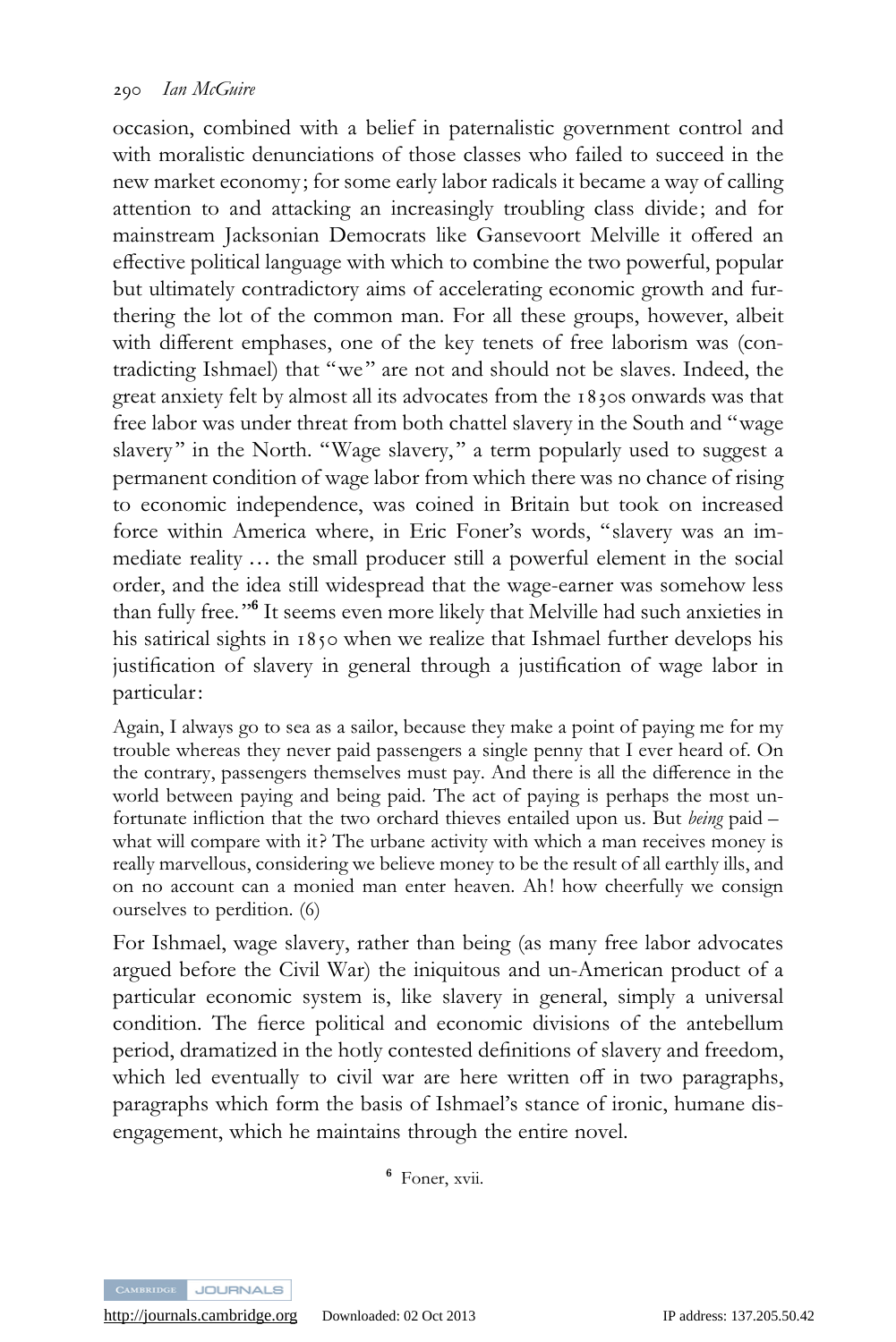occasion, combined with a belief in paternalistic government control and with moralistic denunciations of those classes who failed to succeed in the new market economy; for some early labor radicals it became a way of calling attention to and attacking an increasingly troubling class divide; and for mainstream Jacksonian Democrats like Gansevoort Melville it offered an effective political language with which to combine the two powerful, popular but ultimately contradictory aims of accelerating economic growth and furthering the lot of the common man. For all these groups, however, albeit with different emphases, one of the key tenets of free laborism was (contradicting Ishmael) that "we" are not and should not be slaves. Indeed, the great anxiety felt by almost all its advocates from the 1830s onwards was that free labor was under threat from both chattel slavery in the South and "wage slavery" in the North. "Wage slavery," a term popularly used to suggest a permanent condition of wage labor from which there was no chance of rising to economic independence, was coined in Britain but took on increased force within America where, in Eric Foner's words, "slavery was an immediate reality … the small producer still a powerful element in the social order, and the idea still widespread that the wage-earner was somehow less than fully free."[6] It seems even more likely that Melville had such anxieties in his satirical sights in 1850 when we realize that Ishmael further develops his justification of slavery in general through a justification of wage labor in particular:

> Again, I always go to sea as a sailor, because they make a point of paying me for my trouble whereas they never paid passengers a single penny that I ever heard of. On the contrary, passengers themselves must pay. And there is all the difference in the world between paying and being paid. The act of paying is perhaps the most unfortunate infliction that the two orchard thieves entailed upon us. But *being* paid – what will compare with it? The urbane activity with which a man receives money is really marvellous, considering we believe money to be the result of all earthly ills, and on no account can a monied man enter heaven. Ah! how cheerfully we consign ourselves to perdition. (6)

For Ishmael, wage slavery, rather than being (as many free labor advocates argued before the Civil War) the iniquitous and un-American product of a particular economic system is, like slavery in general, simply a universal condition. The fierce political and economic divisions of the antebellum period, dramatized in the hotly contested definitions of slavery and freedom, which led eventually to civil war are here written off in two paragraphs, paragraphs which form the basis of Ishmael's stance of ironic, humane disengagement, which he maintains through the entire novel.

[6] Foner, xvii.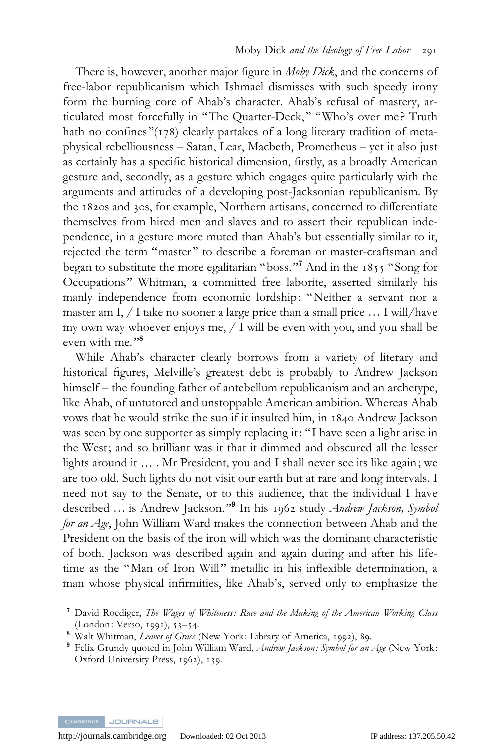There is, however, another major figure in *Moby Dick*, and the concerns of free-labor republicanism which Ishmael dismisses with such speedy irony form the burning core of Ahab's character. Ahab's refusal of mastery, articulated most forcefully in "The Quarter-Deck," "Who's over me? Truth hath no confines"(178) clearly partakes of a long literary tradition of metaphysical rebelliousness – Satan, Lear, Macbeth, Prometheus – yet it also just as certainly has a specific historical dimension, firstly, as a broadly American gesture and, secondly, as a gesture which engages quite particularly with the arguments and attitudes of a developing post-Jacksonian republicanism. By the 1820s and 30s, for example, Northern artisans, concerned to differentiate themselves from hired men and slaves and to assert their republican independence, in a gesture more muted than Ahab's but essentially similar to it, rejected the term "master" to describe a foreman or master-craftsman and began to substitute the more egalitarian "boss."[7] And in the 1855 "Song for Occupations" Whitman, a committed free laborite, asserted similarly his manly independence from economic lordship: "Neither a servant nor a master am I, / I take no sooner a large price than a small price … I will/have my own way whoever enjoys me, / I will be even with you, and you shall be even with me."[8]

While Ahab's character clearly borrows from a variety of literary and historical figures, Melville's greatest debt is probably to Andrew Jackson himself – the founding father of antebellum republicanism and an archetype, like Ahab, of untutored and unstoppable American ambition. Whereas Ahab vows that he would strike the sun if it insulted him, in 1840 Andrew Jackson was seen by one supporter as simply replacing it: "I have seen a light arise in the West; and so brilliant was it that it dimmed and obscured all the lesser lights around it … . Mr President, you and I shall never see its like again; we are too old. Such lights do not visit our earth but at rare and long intervals. I need not say to the Senate, or to this audience, that the individual I have described … is Andrew Jackson."[9] In his 1962 study *Andrew Jackson, Symbol for an Age*, John William Ward makes the connection between Ahab and the President on the basis of the iron will which was the dominant characteristic of both. Jackson was described again and again during and after his lifetime as the "Man of Iron Will" metallic in his inflexible determination, a man whose physical infirmities, like Ahab's, served only to emphasize the

[7] David Roediger, *The Wages of Whiteness: Race and the Making of the American Working Class* (London: Verso, 1991), 53–54.

[8] Walt Whitman, *Leaves of Grass* (New York: Library of America, 1992), 89.

[9] Felix Grundy quoted in John William Ward, *Andrew Jackson: Symbol for an Age* (New York: Oxford University Press, 1962), 139.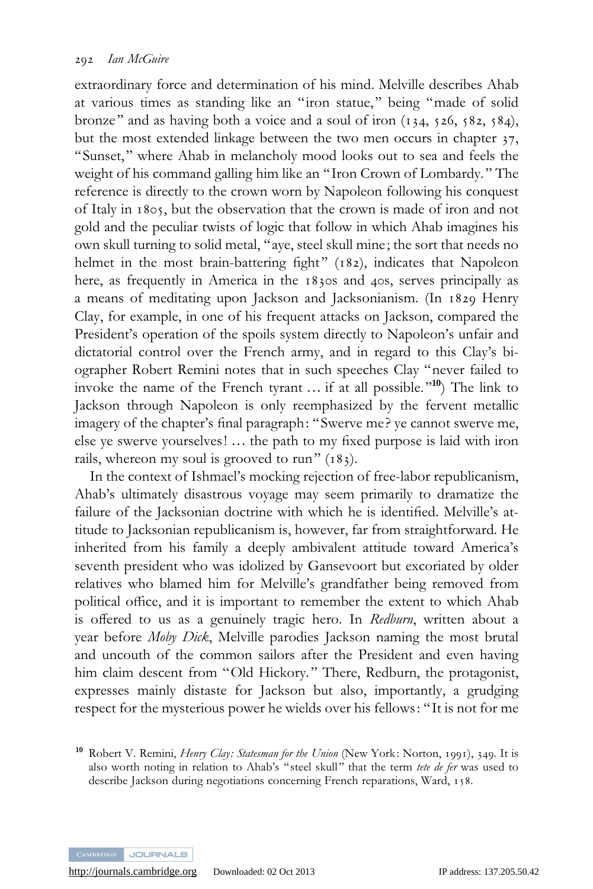extraordinary force and determination of his mind. Melville describes Ahab at various times as standing like an "iron statue," being "made of solid bronze" and as having both a voice and a soul of iron (134, 526, 582, 584), but the most extended linkage between the two men occurs in chapter 37, "Sunset," where Ahab in melancholy mood looks out to sea and feels the weight of his command galling him like an "Iron Crown of Lombardy." The reference is directly to the crown worn by Napoleon following his conquest of Italy in 1805, but the observation that the crown is made of iron and not gold and the peculiar twists of logic that follow in which Ahab imagines his own skull turning to solid metal, "aye, steel skull mine; the sort that needs no helmet in the most brain-battering fight" (182), indicates that Napoleon here, as frequently in America in the 1830s and 40s, serves principally as a means of meditating upon Jackson and Jacksonianism. (In 1829 Henry Clay, for example, in one of his frequent attacks on Jackson, compared the President's operation of the spoils system directly to Napoleon's unfair and dictatorial control over the French army, and in regard to this Clay's biographer Robert Remini notes that in such speeches Clay "never failed to invoke the name of the French tyrant … if at all possible."[10]) The link to Jackson through Napoleon is only reemphasized by the fervent metallic imagery of the chapter's final paragraph: "Swerve me? ye cannot swerve me, else ye swerve yourselves! … the path to my fixed purpose is laid with iron rails, whereon my soul is grooved to run" (183).

In the context of Ishmael's mocking rejection of free-labor republicanism, Ahab's ultimately disastrous voyage may seem primarily to dramatize the failure of the Jacksonian doctrine with which he is identified. Melville's attitude to Jacksonian republicanism is, however, far from straightforward. He inherited from his family a deeply ambivalent attitude toward America's seventh president who was idolized by Gansevoort but excoriated by older relatives who blamed him for Melville's grandfather being removed from political office, and it is important to remember the extent to which Ahab is offered to us as a genuinely tragic hero. In *Redburn*, written about a year before *Moby Dick*, Melville parodies Jackson naming the most brutal and uncouth of the common sailors after the President and even having him claim descent from "Old Hickory." There, Redburn, the protagonist, expresses mainly distaste for Jackson but also, importantly, a grudging respect for the mysterious power he wields over his fellows: "It is not for me

[10] Robert V. Remini, *Henry Clay: Statesman for the Union* (New York: Norton, 1991), 349. It is also worth noting in relation to Ahab's "steel skull" that the term *tete de fer* was used to describe Jackson during negotiations concerning French reparations, Ward, 158.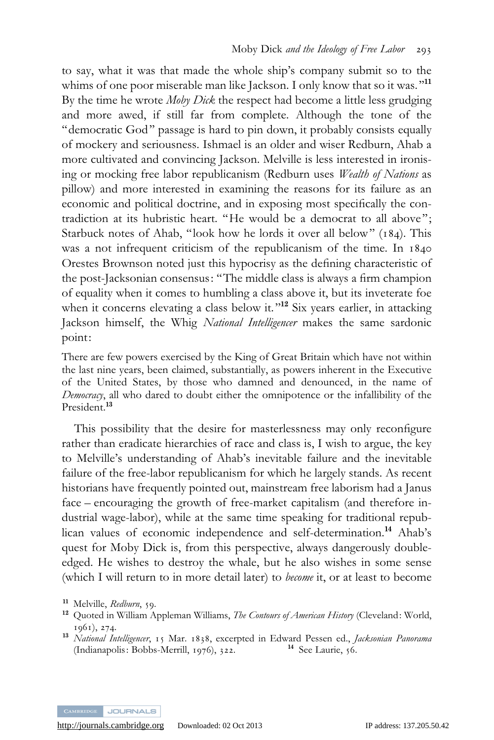to say, what it was that made the whole ship's company submit so to the whims of one poor miserable man like Jackson. I only know that so it was."[11] By the time he wrote *Moby Dick* the respect had become a little less grudging and more awed, if still far from complete. Although the tone of the "democratic God" passage is hard to pin down, it probably consists equally of mockery and seriousness. Ishmael is an older and wiser Redburn, Ahab a more cultivated and convincing Jackson. Melville is less interested in ironising or mocking free labor republicanism (Redburn uses *Wealth of Nations* as pillow) and more interested in examining the reasons for its failure as an economic and political doctrine, and in exposing most specifically the contradiction at its hubristic heart. "He would be a democrat to all above"; Starbuck notes of Ahab, "look how he lords it over all below" (184). This was a not infrequent criticism of the republicanism of the time. In 1840 Orestes Brownson noted just this hypocrisy as the defining characteristic of the post-Jacksonian consensus: "The middle class is always a firm champion of equality when it comes to humbling a class above it, but its inveterate foe when it concerns elevating a class below it."[12] Six years earlier, in attacking Jackson himself, the Whig *National Intelligencer* makes the same sardonic point:

> There are few powers exercised by the King of Great Britain which have not within the last nine years, been claimed, substantially, as powers inherent in the Executive of the United States, by those who damned and denounced, in the name of *Democracy*, all who dared to doubt either the omnipotence or the infallibility of the President.[13]

This possibility that the desire for masterlessness may only reconfigure rather than eradicate hierarchies of race and class is, I wish to argue, the key to Melville's understanding of Ahab's inevitable failure and the inevitable failure of the free-labor republicanism for which he largely stands. As recent historians have frequently pointed out, mainstream free laborism had a Janus face – encouraging the growth of free-market capitalism (and therefore industrial wage-labor), while at the same time speaking for traditional republican values of economic independence and self-determination.[14] Ahab's quest for Moby Dick is, from this perspective, always dangerously double-edged. He wishes to destroy the whale, but he also wishes in some sense (which I will return to in more detail later) to *become* it, or at least to become

---

[11] Melville, *Redburn*, 59.

[12] Quoted in William Appleman Williams, *The Contours of American History* (Cleveland: World, 1961), 274.

[13] *National Intelligencer*, 15 Mar. 1838, excerpted in Edward Pessen ed., *Jacksonian Panorama* (Indianapolis: Bobbs-Merrill, 1976), 322.

[14] See Laurie, 56.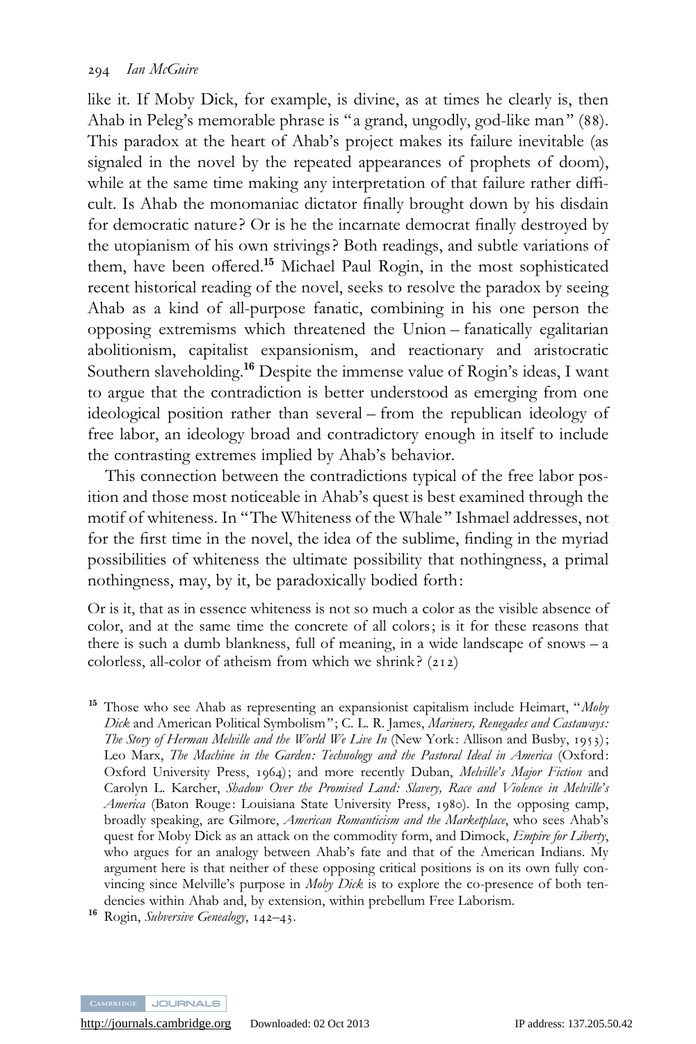like it. If Moby Dick, for example, is divine, as at times he clearly is, then Ahab in Peleg's memorable phrase is "a grand, ungodly, god-like man" (88). This paradox at the heart of Ahab's project makes its failure inevitable (as signaled in the novel by the repeated appearances of prophets of doom), while at the same time making any interpretation of that failure rather difficult. Is Ahab the monomaniac dictator finally brought down by his disdain for democratic nature? Or is he the incarnate democrat finally destroyed by the utopianism of his own strivings? Both readings, and subtle variations of them, have been offered.[15] Michael Paul Rogin, in the most sophisticated recent historical reading of the novel, seeks to resolve the paradox by seeing Ahab as a kind of all-purpose fanatic, combining in his one person the opposing extremisms which threatened the Union – fanatically egalitarian abolitionism, capitalist expansionism, and reactionary and aristocratic Southern slaveholding.[16] Despite the immense value of Rogin's ideas, I want to argue that the contradiction is better understood as emerging from one ideological position rather than several – from the republican ideology of free labor, an ideology broad and contradictory enough in itself to include the contrasting extremes implied by Ahab's behavior.

This connection between the contradictions typical of the free labor position and those most noticeable in Ahab's quest is best examined through the motif of whiteness. In "The Whiteness of the Whale" Ishmael addresses, not for the first time in the novel, the idea of the sublime, finding in the myriad possibilities of whiteness the ultimate possibility that nothingness, a primal nothingness, may, by it, be paradoxically bodied forth:

> Or is it, that as in essence whiteness is not so much a color as the visible absence of color, and at the same time the concrete of all colors; is it for these reasons that there is such a dumb blankness, full of meaning, in a wide landscape of snows – a colorless, all-color of atheism from which we shrink? (212)

[15] Those who see Ahab as representing an expansionist capitalism include Heimart, "*Moby Dick* and American Political Symbolism"; C. L. R. James, *Mariners, Renegades and Castaways: The Story of Herman Melville and the World We Live In* (New York: Allison and Busby, 1953); Leo Marx, *The Machine in the Garden: Technology and the Pastoral Ideal in America* (Oxford: Oxford University Press, 1964); and more recently Duban, *Melville's Major Fiction* and Carolyn L. Karcher, *Shadow Over the Promised Land: Slavery, Race and Violence in Melville's America* (Baton Rouge: Louisiana State University Press, 1980). In the opposing camp, broadly speaking, are Gilmore, *American Romanticism and the Marketplace*, who sees Ahab's quest for Moby Dick as an attack on the commodity form, and Dimock, *Empire for Liberty*, who argues for an analogy between Ahab's fate and that of the American Indians. My argument here is that neither of these opposing critical positions is on its own fully convincing since Melville's purpose in *Moby Dick* is to explore the co-presence of both tendencies within Ahab and, by extension, within prebellum Free Laborism.

[16] Rogin, *Subversive Genealogy*, 142–43.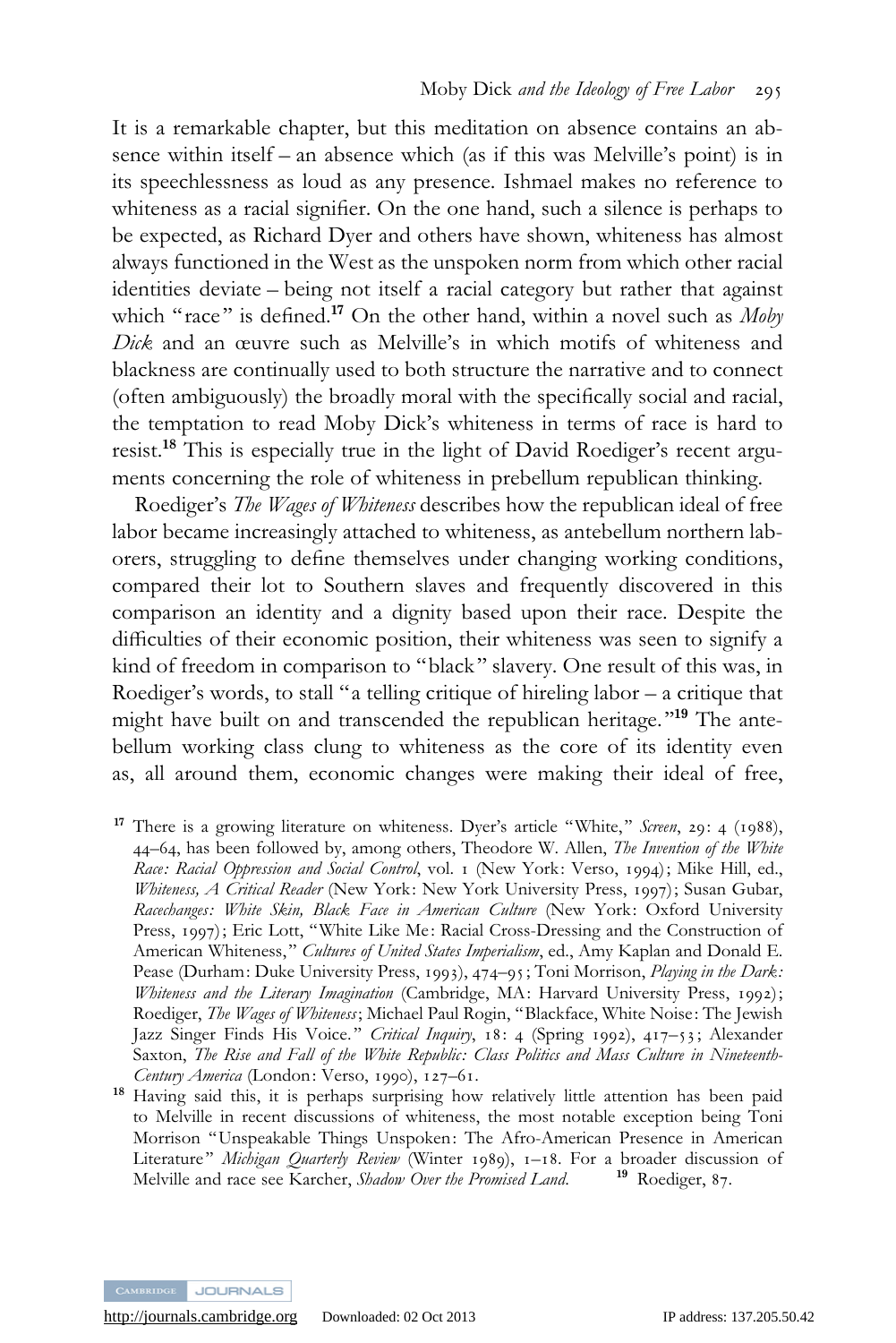It is a remarkable chapter, but this meditation on absence contains an absence within itself – an absence which (as if this was Melville's point) is in its speechlessness as loud as any presence. Ishmael makes no reference to whiteness as a racial signifier. On the one hand, such a silence is perhaps to be expected, as Richard Dyer and others have shown, whiteness has almost always functioned in the West as the unspoken norm from which other racial identities deviate – being not itself a racial category but rather that against which "race" is defined.[17] On the other hand, within a novel such as *Moby Dick* and an œuvre such as Melville's in which motifs of whiteness and blackness are continually used to both structure the narrative and to connect (often ambiguously) the broadly moral with the specifically social and racial, the temptation to read Moby Dick's whiteness in terms of race is hard to resist.[18] This is especially true in the light of David Roediger's recent arguments concerning the role of whiteness in prebellum republican thinking.

Roediger's *The Wages of Whiteness* describes how the republican ideal of free labor became increasingly attached to whiteness, as antebellum northern laborers, struggling to define themselves under changing working conditions, compared their lot to Southern slaves and frequently discovered in this comparison an identity and a dignity based upon their race. Despite the difficulties of their economic position, their whiteness was seen to signify a kind of freedom in comparison to "black" slavery. One result of this was, in Roediger's words, to stall "a telling critique of hireling labor – a critique that might have built on and transcended the republican heritage."[19] The antebellum working class clung to whiteness as the core of its identity even as, all around them, economic changes were making their ideal of free,

[17] There is a growing literature on whiteness. Dyer's article "White," *Screen*, 29: 4 (1988), 44–64, has been followed by, among others, Theodore W. Allen, *The Invention of the White Race: Racial Oppression and Social Control*, vol. 1 (New York: Verso, 1994); Mike Hill, ed., *Whiteness, A Critical Reader* (New York: New York University Press, 1997); Susan Gubar, *Racechanges: White Skin, Black Face in American Culture* (New York: Oxford University Press, 1997); Eric Lott, "White Like Me: Racial Cross-Dressing and the Construction of American Whiteness," *Cultures of United States Imperialism*, ed., Amy Kaplan and Donald E. Pease (Durham: Duke University Press, 1993), 474–95; Toni Morrison, *Playing in the Dark: Whiteness and the Literary Imagination* (Cambridge, MA: Harvard University Press, 1992); Roediger, *The Wages of Whiteness*; Michael Paul Rogin, "Blackface, White Noise: The Jewish Jazz Singer Finds His Voice." *Critical Inquiry*, 18: 4 (Spring 1992), 417–53; Alexander Saxton, *The Rise and Fall of the White Republic: Class Politics and Mass Culture in Nineteenth-Century America* (London: Verso, 1990), 127–61.

[18] Having said this, it is perhaps surprising how relatively little attention has been paid to Melville in recent discussions of whiteness, the most notable exception being Toni Morrison "Unspeakable Things Unspoken: The Afro-American Presence in American Literature" *Michigan Quarterly Review* (Winter 1989), 1–18. For a broader discussion of Melville and race see Karcher, *Shadow Over the Promised Land*.

[19] Roediger, 87.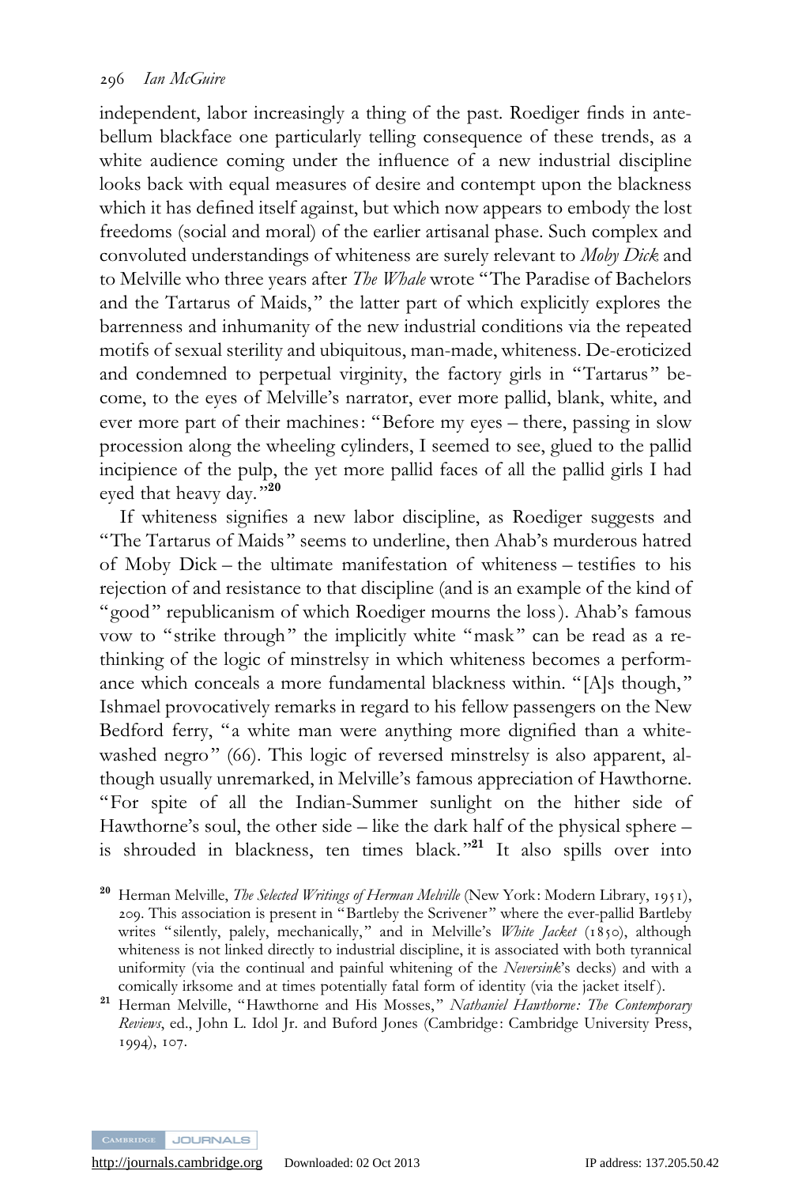independent, labor increasingly a thing of the past. Roediger finds in antebellum blackface one particularly telling consequence of these trends, as a white audience coming under the influence of a new industrial discipline looks back with equal measures of desire and contempt upon the blackness which it has defined itself against, but which now appears to embody the lost freedoms (social and moral) of the earlier artisanal phase. Such complex and convoluted understandings of whiteness are surely relevant to *Moby Dick* and to Melville who three years after *The Whale* wrote "The Paradise of Bachelors and the Tartarus of Maids," the latter part of which explicitly explores the barrenness and inhumanity of the new industrial conditions via the repeated motifs of sexual sterility and ubiquitous, man-made, whiteness. De-eroticized and condemned to perpetual virginity, the factory girls in "Tartarus" become, to the eyes of Melville's narrator, ever more pallid, blank, white, and ever more part of their machines: "Before my eyes – there, passing in slow procession along the wheeling cylinders, I seemed to see, glued to the pallid incipience of the pulp, the yet more pallid faces of all the pallid girls I had eyed that heavy day."[20]

If whiteness signifies a new labor discipline, as Roediger suggests and "The Tartarus of Maids" seems to underline, then Ahab's murderous hatred of Moby Dick – the ultimate manifestation of whiteness – testifies to his rejection of and resistance to that discipline (and is an example of the kind of "good" republicanism of which Roediger mourns the loss). Ahab's famous vow to "strike through" the implicitly white "mask" can be read as a re-thinking of the logic of minstrelsy in which whiteness becomes a performance which conceals a more fundamental blackness within. "[A]s though," Ishmael provocatively remarks in regard to his fellow passengers on the New Bedford ferry, "a white man were anything more dignified than a white-washed negro" (66). This logic of reversed minstrelsy is also apparent, although usually unremarked, in Melville's famous appreciation of Hawthorne. "For spite of all the Indian-Summer sunlight on the hither side of Hawthorne's soul, the other side – like the dark half of the physical sphere – is shrouded in blackness, ten times black."[21] It also spills over into

[20] Herman Melville, *The Selected Writings of Herman Melville* (New York: Modern Library, 1951), 209. This association is present in "Bartleby the Scrivener" where the ever-pallid Bartleby writes "silently, palely, mechanically," and in Melville's *White Jacket* (1850), although whiteness is not linked directly to industrial discipline, it is associated with both tyrannical uniformity (via the continual and painful whitening of the *Neversink*'s decks) and with a comically irksome and at times potentially fatal form of identity (via the jacket itself).

[21] Herman Melville, "Hawthorne and His Mosses," *Nathaniel Hawthorne: The Contemporary Reviews*, ed., John L. Idol Jr. and Buford Jones (Cambridge: Cambridge University Press, 1994), 107.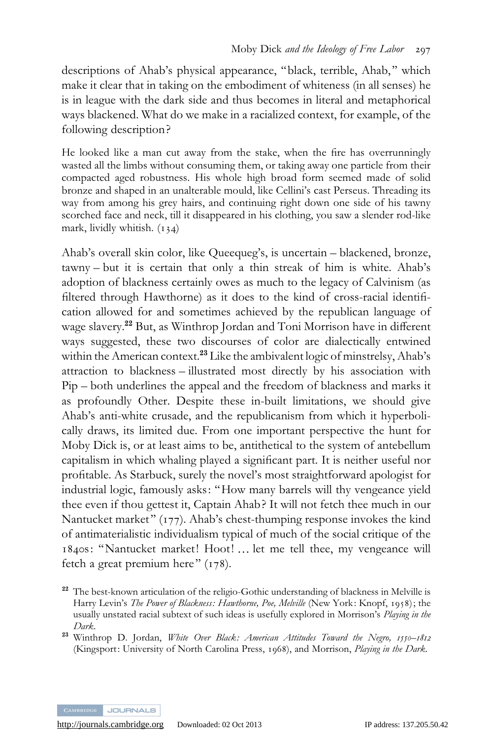descriptions of Ahab's physical appearance, "black, terrible, Ahab," which make it clear that in taking on the embodiment of whiteness (in all senses) he is in league with the dark side and thus becomes in literal and metaphorical ways blackened. What do we make in a racialized context, for example, of the following description?

> He looked like a man cut away from the stake, when the fire has overrunningly wasted all the limbs without consuming them, or taking away one particle from their compacted aged robustness. His whole high broad form seemed made of solid bronze and shaped in an unalterable mould, like Cellini's cast Perseus. Threading its way from among his grey hairs, and continuing right down one side of his tawny scorched face and neck, till it disappeared in his clothing, you saw a slender rod-like mark, lividly whitish. (134)

Ahab's overall skin color, like Queequeg's, is uncertain – blackened, bronze, tawny – but it is certain that only a thin streak of him is white. Ahab's adoption of blackness certainly owes as much to the legacy of Calvinism (as filtered through Hawthorne) as it does to the kind of cross-racial identification allowed for and sometimes achieved by the republican language of wage slavery.[22] But, as Winthrop Jordan and Toni Morrison have in different ways suggested, these two discourses of color are dialectically entwined within the American context.[23] Like the ambivalent logic of minstrelsy, Ahab's attraction to blackness – illustrated most directly by his association with Pip – both underlines the appeal and the freedom of blackness and marks it as profoundly Other. Despite these in-built limitations, we should give Ahab's anti-white crusade, and the republicanism from which it hyperbolically draws, its limited due. From one important perspective the hunt for Moby Dick is, or at least aims to be, antithetical to the system of antebellum capitalism in which whaling played a significant part. It is neither useful nor profitable. As Starbuck, surely the novel's most straightforward apologist for industrial logic, famously asks: "How many barrels will thy vengeance yield thee even if thou gettest it, Captain Ahab? It will not fetch thee much in our Nantucket market" (177). Ahab's chest-thumping response invokes the kind of antimaterialistic individualism typical of much of the social critique of the 1840s: "Nantucket market! Hoot! … let me tell thee, my vengeance will fetch a great premium here" (178).

[22] The best-known articulation of the religio-Gothic understanding of blackness in Melville is Harry Levin's *The Power of Blackness: Hawthorne, Poe, Melville* (New York: Knopf, 1958); the usually unstated racial subtext of such ideas is usefully explored in Morrison's *Playing in the Dark*.

[23] Winthrop D. Jordan, *White Over Black: American Attitudes Toward the Negro, 1550–1812* (Kingsport: University of North Carolina Press, 1968), and Morrison, *Playing in the Dark*.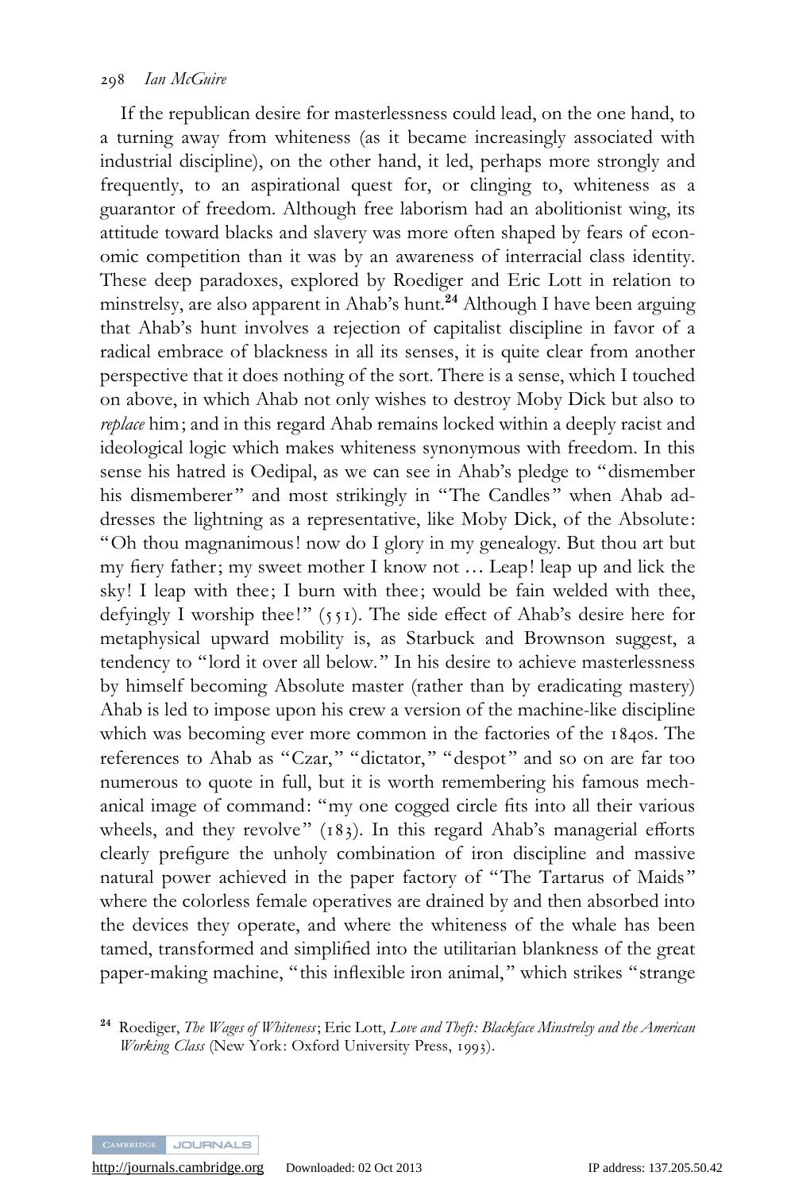If the republican desire for masterlessness could lead, on the one hand, to a turning away from whiteness (as it became increasingly associated with industrial discipline), on the other hand, it led, perhaps more strongly and frequently, to an aspirational quest for, or clinging to, whiteness as a guarantor of freedom. Although free laborism had an abolitionist wing, its attitude toward blacks and slavery was more often shaped by fears of economic competition than it was by an awareness of interracial class identity. These deep paradoxes, explored by Roediger and Eric Lott in relation to minstrelsy, are also apparent in Ahab's hunt.[24] Although I have been arguing that Ahab's hunt involves a rejection of capitalist discipline in favor of a radical embrace of blackness in all its senses, it is quite clear from another perspective that it does nothing of the sort. There is a sense, which I touched on above, in which Ahab not only wishes to destroy Moby Dick but also to *replace* him; and in this regard Ahab remains locked within a deeply racist and ideological logic which makes whiteness synonymous with freedom. In this sense his hatred is Oedipal, as we can see in Ahab's pledge to "dismember his dismemberer" and most strikingly in "The Candles" when Ahab addresses the lightning as a representative, like Moby Dick, of the Absolute: "Oh thou magnanimous! now do I glory in my genealogy. But thou art but my fiery father; my sweet mother I know not … Leap! leap up and lick the sky! I leap with thee; I burn with thee; would be fain welded with thee, defyingly I worship thee!" (551). The side effect of Ahab's desire here for metaphysical upward mobility is, as Starbuck and Brownson suggest, a tendency to "lord it over all below." In his desire to achieve masterlessness by himself becoming Absolute master (rather than by eradicating mastery) Ahab is led to impose upon his crew a version of the machine-like discipline which was becoming ever more common in the factories of the 1840s. The references to Ahab as "Czar," "dictator," "despot" and so on are far too numerous to quote in full, but it is worth remembering his famous mechanical image of command: "my one cogged circle fits into all their various wheels, and they revolve" (183). In this regard Ahab's managerial efforts clearly prefigure the unholy combination of iron discipline and massive natural power achieved in the paper factory of "The Tartarus of Maids" where the colorless female operatives are drained by and then absorbed into the devices they operate, and where the whiteness of the whale has been tamed, transformed and simplified into the utilitarian blankness of the great paper-making machine, "this inflexible iron animal," which strikes "strange

[24] Roediger, *The Wages of Whiteness*; Eric Lott, *Love and Theft: Blackface Minstrelsy and the American Working Class* (New York: Oxford University Press, 1993).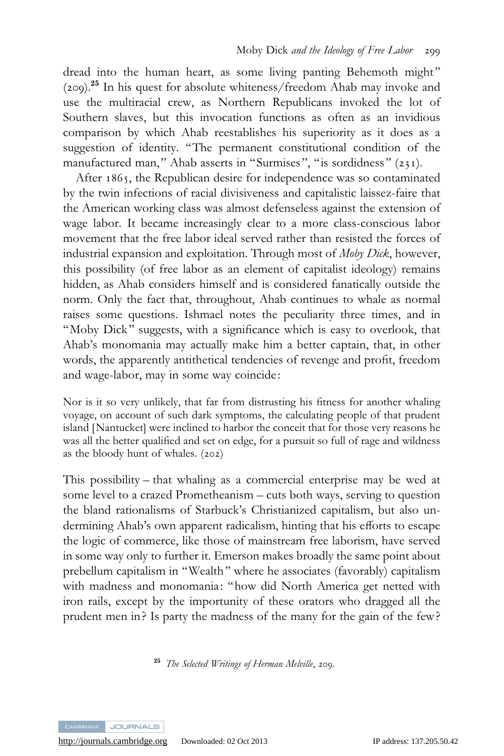dread into the human heart, as some living panting Behemoth might" (209).[25] In his quest for absolute whiteness/freedom Ahab may invoke and use the multiracial crew, as Northern Republicans invoked the lot of Southern slaves, but this invocation functions as often as an invidious comparison by which Ahab reestablishes his superiority as it does as a suggestion of identity. "The permanent constitutional condition of the manufactured man," Ahab asserts in "Surmises", "is sordidness" (231).

After 1865, the Republican desire for independence was so contaminated by the twin infections of racial divisiveness and capitalistic laissez-faire that the American working class was almost defenseless against the extension of wage labor. It became increasingly clear to a more class-conscious labor movement that the free labor ideal served rather than resisted the forces of industrial expansion and exploitation. Through most of *Moby Dick*, however, this possibility (of free labor as an element of capitalist ideology) remains hidden, as Ahab considers himself and is considered fanatically outside the norm. Only the fact that, throughout, Ahab continues to whale as normal raises some questions. Ishmael notes the peculiarity three times, and in "Moby Dick" suggests, with a significance which is easy to overlook, that Ahab's monomania may actually make him a better captain, that, in other words, the apparently antithetical tendencies of revenge and profit, freedom and wage-labor, may in some way coincide:

> Nor is it so very unlikely, that far from distrusting his fitness for another whaling voyage, on account of such dark symptoms, the calculating people of that prudent island [Nantucket] were inclined to harbor the conceit that for those very reasons he was all the better qualified and set on edge, for a pursuit so full of rage and wildness as the bloody hunt of whales. (202)

This possibility – that whaling as a commercial enterprise may be wed at some level to a crazed Prometheanism – cuts both ways, serving to question the bland rationalisms of Starbuck's Christianized capitalism, but also undermining Ahab's own apparent radicalism, hinting that his efforts to escape the logic of commerce, like those of mainstream free laborism, have served in some way only to further it. Emerson makes broadly the same point about prebellum capitalism in "Wealth" where he associates (favorably) capitalism with madness and monomania: "how did North America get netted with iron rails, except by the importunity of these orators who dragged all the prudent men in? Is party the madness of the many for the gain of the few?

[25] *The Selected Writings of Herman Melville*, 209.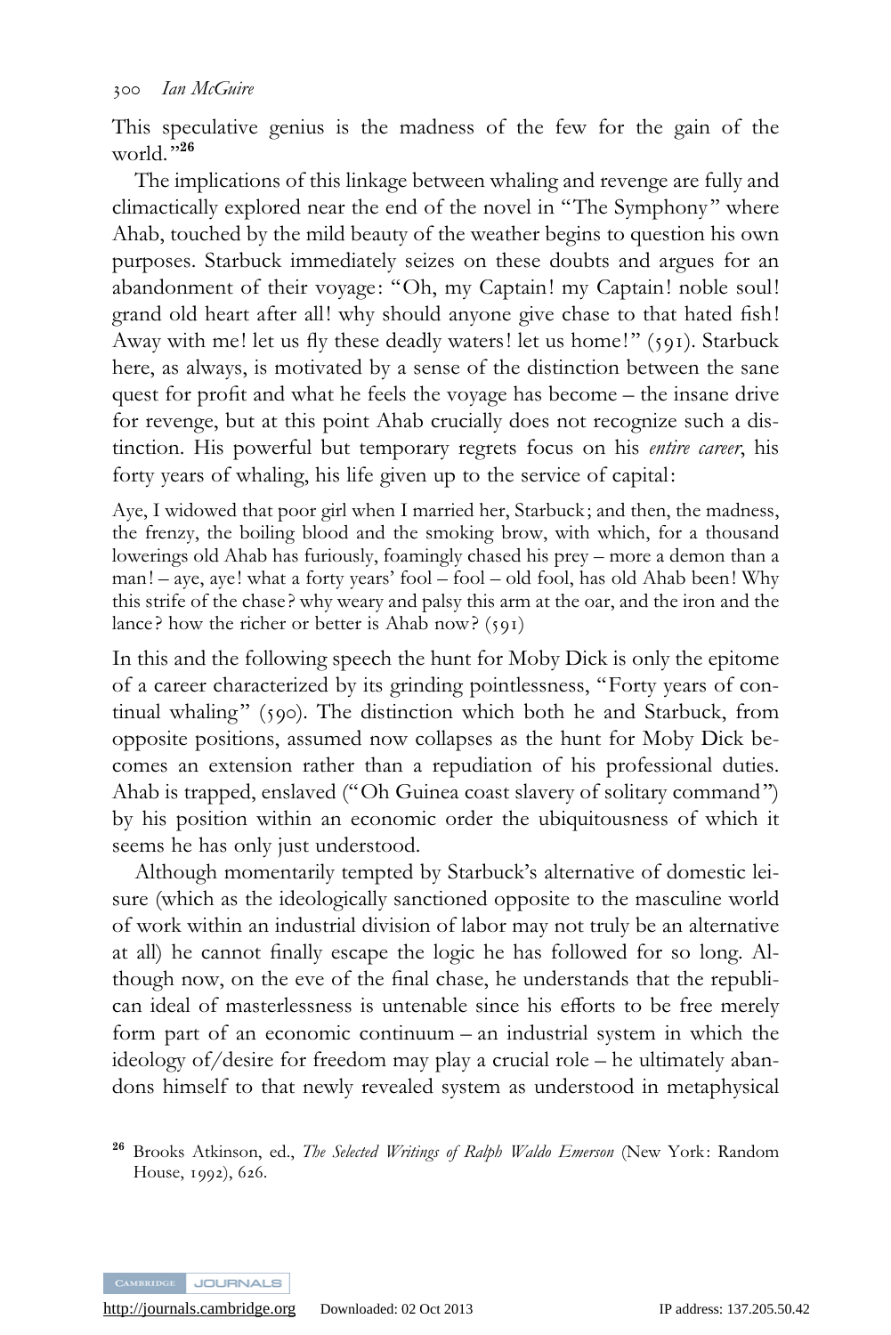This speculative genius is the madness of the few for the gain of the world."[26]

The implications of this linkage between whaling and revenge are fully and climactically explored near the end of the novel in "The Symphony" where Ahab, touched by the mild beauty of the weather begins to question his own purposes. Starbuck immediately seizes on these doubts and argues for an abandonment of their voyage: "Oh, my Captain! my Captain! noble soul! grand old heart after all! why should anyone give chase to that hated fish! Away with me! let us fly these deadly waters! let us home!" (591). Starbuck here, as always, is motivated by a sense of the distinction between the sane quest for profit and what he feels the voyage has become – the insane drive for revenge, but at this point Ahab crucially does not recognize such a distinction. His powerful but temporary regrets focus on his *entire career*, his forty years of whaling, his life given up to the service of capital:

> Aye, I widowed that poor girl when I married her, Starbuck; and then, the madness, the frenzy, the boiling blood and the smoking brow, with which, for a thousand lowerings old Ahab has furiously, foamingly chased his prey – more a demon than a man! – aye, aye! what a forty years' fool – fool – old fool, has old Ahab been! Why this strife of the chase? why weary and palsy this arm at the oar, and the iron and the lance? how the richer or better is Ahab now? (591)

In this and the following speech the hunt for Moby Dick is only the epitome of a career characterized by its grinding pointlessness, "Forty years of continual whaling" (590). The distinction which both he and Starbuck, from opposite positions, assumed now collapses as the hunt for Moby Dick becomes an extension rather than a repudiation of his professional duties. Ahab is trapped, enslaved ("Oh Guinea coast slavery of solitary command") by his position within an economic order the ubiquitousness of which it seems he has only just understood.

Although momentarily tempted by Starbuck's alternative of domestic leisure (which as the ideologically sanctioned opposite to the masculine world of work within an industrial division of labor may not truly be an alternative at all) he cannot finally escape the logic he has followed for so long. Although now, on the eve of the final chase, he understands that the republican ideal of masterlessness is untenable since his efforts to be free merely form part of an economic continuum – an industrial system in which the ideology of/desire for freedom may play a crucial role – he ultimately abandons himself to that newly revealed system as understood in metaphysical

[26] Brooks Atkinson, ed., *The Selected Writings of Ralph Waldo Emerson* (New York: Random House, 1992), 626.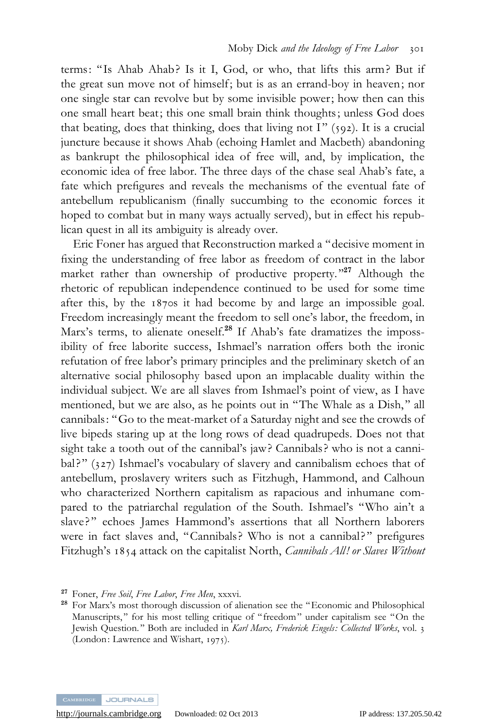terms: "Is Ahab Ahab? Is it I, God, or who, that lifts this arm? But if the great sun move not of himself; but is as an errand-boy in heaven; nor one single star can revolve but by some invisible power; how then can this one small heart beat; this one small brain think thoughts; unless God does that beating, does that thinking, does that living not I" (592). It is a crucial juncture because it shows Ahab (echoing Hamlet and Macbeth) abandoning as bankrupt the philosophical idea of free will, and, by implication, the economic idea of free labor. The three days of the chase seal Ahab's fate, a fate which prefigures and reveals the mechanisms of the eventual fate of antebellum republicanism (finally succumbing to the economic forces it hoped to combat but in many ways actually served), but in effect his republican quest in all its ambiguity is already over.

Eric Foner has argued that Reconstruction marked a "decisive moment in fixing the understanding of free labor as freedom of contract in the labor market rather than ownership of productive property."[27] Although the rhetoric of republican independence continued to be used for some time after this, by the 1870s it had become by and large an impossible goal. Freedom increasingly meant the freedom to sell one's labor, the freedom, in Marx's terms, to alienate oneself.[28] If Ahab's fate dramatizes the impossibility of free laborite success, Ishmael's narration offers both the ironic refutation of free labor's primary principles and the preliminary sketch of an alternative social philosophy based upon an implacable duality within the individual subject. We are all slaves from Ishmael's point of view, as I have mentioned, but we are also, as he points out in "The Whale as a Dish," all cannibals: "Go to the meat-market of a Saturday night and see the crowds of live bipeds staring up at the long rows of dead quadrupeds. Does not that sight take a tooth out of the cannibal's jaw? Cannibals? who is not a cannibal?" (327) Ishmael's vocabulary of slavery and cannibalism echoes that of antebellum, proslavery writers such as Fitzhugh, Hammond, and Calhoun who characterized Northern capitalism as rapacious and inhumane compared to the patriarchal regulation of the South. Ishmael's "Who ain't a slave?" echoes James Hammond's assertions that all Northern laborers were in fact slaves and, "Cannibals? Who is not a cannibal?" prefigures Fitzhugh's 1854 attack on the capitalist North, *Cannibals All! or Slaves Without*

[27] Foner, *Free Soil, Free Labor, Free Men*, xxxvi.

[28] For Marx's most thorough discussion of alienation see the "Economic and Philosophical Manuscripts," for his most telling critique of "freedom" under capitalism see "On the Jewish Question." Both are included in *Karl Marx, Frederick Engels: Collected Works*, vol. 3 (London: Lawrence and Wishart, 1975).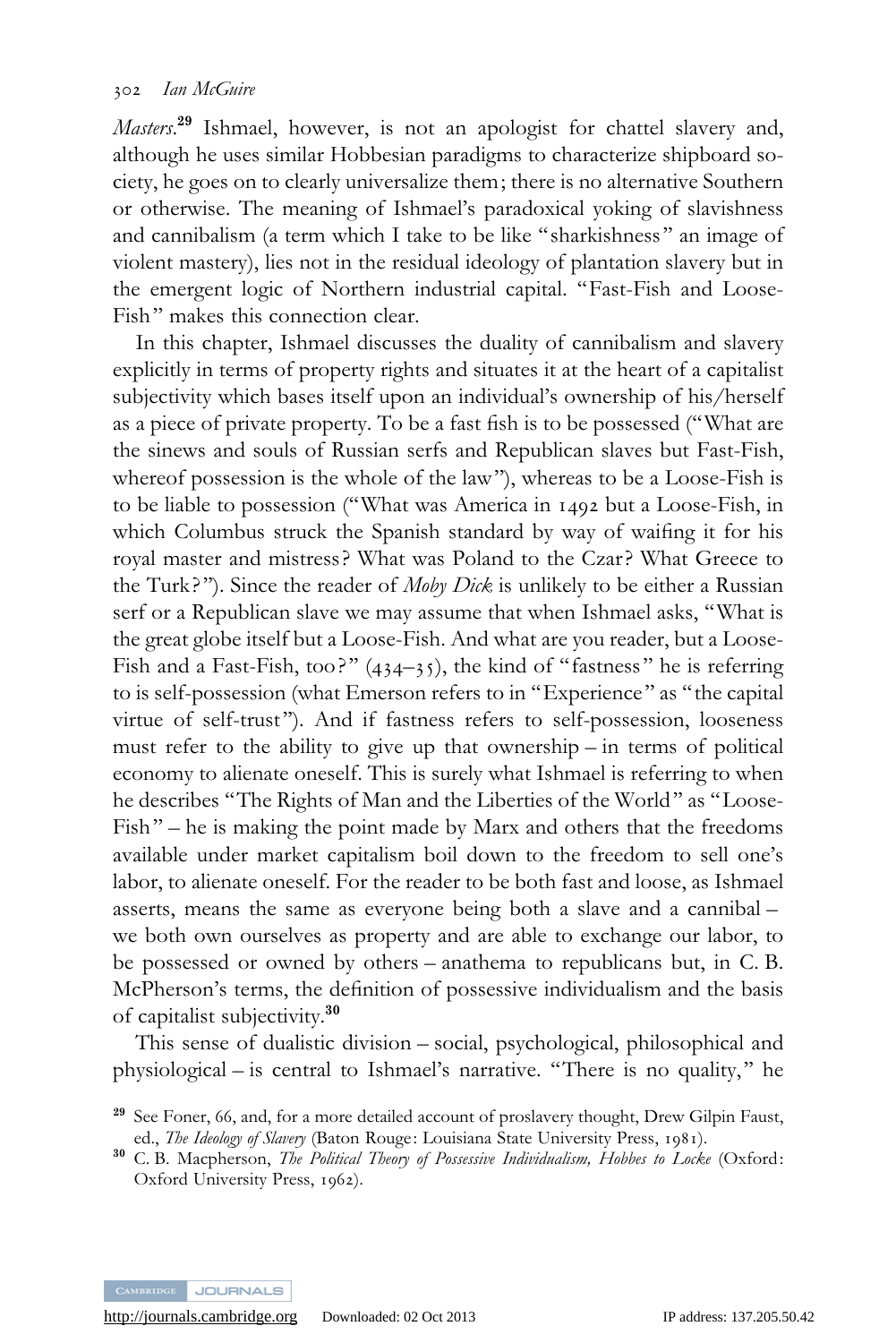*Masters*.[29] Ishmael, however, is not an apologist for chattel slavery and, although he uses similar Hobbesian paradigms to characterize shipboard society, he goes on to clearly universalize them; there is no alternative Southern or otherwise. The meaning of Ishmael's paradoxical yoking of slavishness and cannibalism (a term which I take to be like "sharkishness" an image of violent mastery), lies not in the residual ideology of plantation slavery but in the emergent logic of Northern industrial capital. "Fast-Fish and Loose-Fish" makes this connection clear.

In this chapter, Ishmael discusses the duality of cannibalism and slavery explicitly in terms of property rights and situates it at the heart of a capitalist subjectivity which bases itself upon an individual's ownership of his/herself as a piece of private property. To be a fast fish is to be possessed ("What are the sinews and souls of Russian serfs and Republican slaves but Fast-Fish, whereof possession is the whole of the law"), whereas to be a Loose-Fish is to be liable to possession ("What was America in 1492 but a Loose-Fish, in which Columbus struck the Spanish standard by way of waifing it for his royal master and mistress? What was Poland to the Czar? What Greece to the Turk?"). Since the reader of *Moby Dick* is unlikely to be either a Russian serf or a Republican slave we may assume that when Ishmael asks, "What is the great globe itself but a Loose-Fish. And what are you reader, but a Loose-Fish and a Fast-Fish, too?" (434–35), the kind of "fastness" he is referring to is self-possession (what Emerson refers to in "Experience" as "the capital virtue of self-trust"). And if fastness refers to self-possession, looseness must refer to the ability to give up that ownership – in terms of political economy to alienate oneself. This is surely what Ishmael is referring to when he describes "The Rights of Man and the Liberties of the World" as "Loose-Fish" – he is making the point made by Marx and others that the freedoms available under market capitalism boil down to the freedom to sell one's labor, to alienate oneself. For the reader to be both fast and loose, as Ishmael asserts, means the same as everyone being both a slave and a cannibal – we both own ourselves as property and are able to exchange our labor, to be possessed or owned by others – anathema to republicans but, in C. B. McPherson's terms, the definition of possessive individualism and the basis of capitalist subjectivity.[30]

This sense of dualistic division – social, psychological, philosophical and physiological – is central to Ishmael's narrative. "There is no quality," he

[29] See Foner, 66, and, for a more detailed account of proslavery thought, Drew Gilpin Faust, ed., *The Ideology of Slavery* (Baton Rouge: Louisiana State University Press, 1981).

[30] C. B. Macpherson, *The Political Theory of Possessive Individualism, Hobbes to Locke* (Oxford: Oxford University Press, 1962).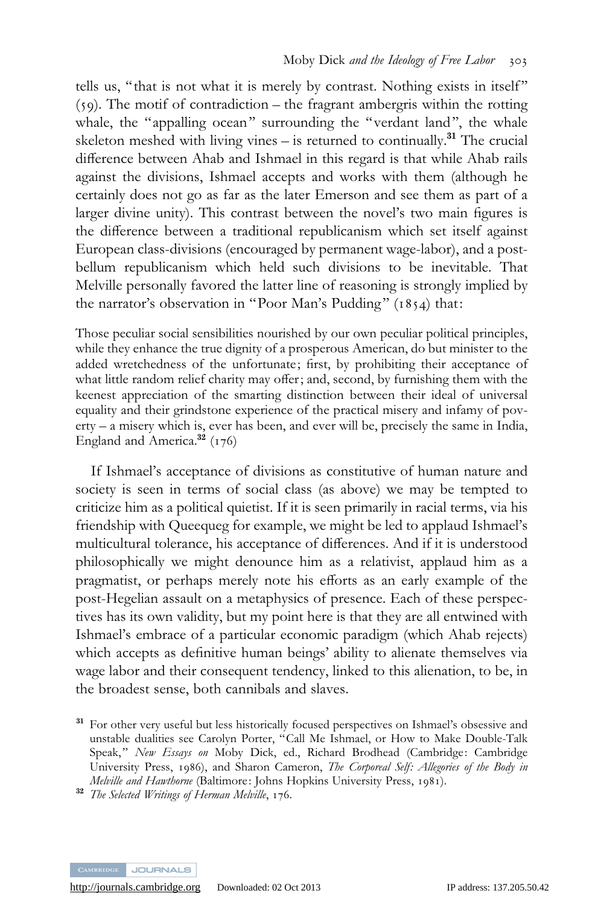tells us, "that is not what it is merely by contrast. Nothing exists in itself" (59). The motif of contradiction – the fragrant ambergris within the rotting whale, the "appalling ocean" surrounding the "verdant land", the whale skeleton meshed with living vines – is returned to continually.[31] The crucial difference between Ahab and Ishmael in this regard is that while Ahab rails against the divisions, Ishmael accepts and works with them (although he certainly does not go as far as the later Emerson and see them as part of a larger divine unity). This contrast between the novel's two main figures is the difference between a traditional republicanism which set itself against European class-divisions (encouraged by permanent wage-labor), and a post-bellum republicanism which held such divisions to be inevitable. That Melville personally favored the latter line of reasoning is strongly implied by the narrator's observation in "Poor Man's Pudding" (1854) that:

> Those peculiar social sensibilities nourished by our own peculiar political principles, while they enhance the true dignity of a prosperous American, do but minister to the added wretchedness of the unfortunate; first, by prohibiting their acceptance of what little random relief charity may offer; and, second, by furnishing them with the keenest appreciation of the smarting distinction between their ideal of universal equality and their grindstone experience of the practical misery and infamy of poverty – a misery which is, ever has been, and ever will be, precisely the same in India, England and America.[32] (176)

If Ishmael's acceptance of divisions as constitutive of human nature and society is seen in terms of social class (as above) we may be tempted to criticize him as a political quietist. If it is seen primarily in racial terms, via his friendship with Queequeg for example, we might be led to applaud Ishmael's multicultural tolerance, his acceptance of differences. And if it is understood philosophically we might denounce him as a relativist, applaud him as a pragmatist, or perhaps merely note his efforts as an early example of the post-Hegelian assault on a metaphysics of presence. Each of these perspectives has its own validity, but my point here is that they are all entwined with Ishmael's embrace of a particular economic paradigm (which Ahab rejects) which accepts as definitive human beings' ability to alienate themselves via wage labor and their consequent tendency, linked to this alienation, to be, in the broadest sense, both cannibals and slaves.

[31] For other very useful but less historically focused perspectives on Ishmael's obsessive and unstable dualities see Carolyn Porter, "Call Me Ishmael, or How to Make Double-Talk Speak," *New Essays on* Moby Dick, ed., Richard Brodhead (Cambridge: Cambridge University Press, 1986), and Sharon Cameron, *The Corporeal Self: Allegories of the Body in Melville and Hawthorne* (Baltimore: Johns Hopkins University Press, 1981).

[32] *The Selected Writings of Herman Melville*, 176.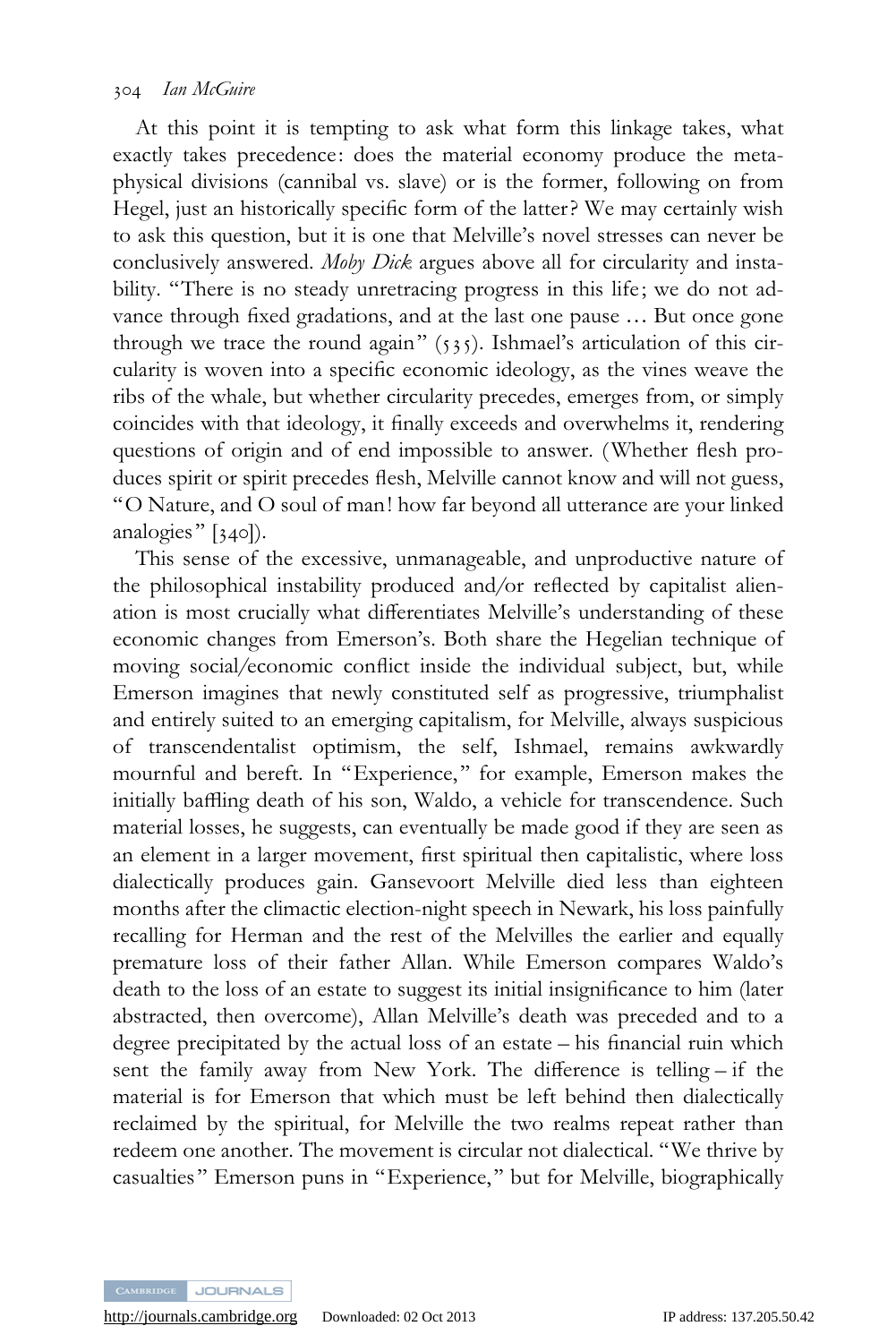At this point it is tempting to ask what form this linkage takes, what exactly takes precedence: does the material economy produce the metaphysical divisions (cannibal vs. slave) or is the former, following on from Hegel, just an historically specific form of the latter? We may certainly wish to ask this question, but it is one that Melville's novel stresses can never be conclusively answered. *Moby Dick* argues above all for circularity and instability. "There is no steady unretracing progress in this life; we do not advance through fixed gradations, and at the last one pause … But once gone through we trace the round again" (535). Ishmael's articulation of this circularity is woven into a specific economic ideology, as the vines weave the ribs of the whale, but whether circularity precedes, emerges from, or simply coincides with that ideology, it finally exceeds and overwhelms it, rendering questions of origin and of end impossible to answer. (Whether flesh produces spirit or spirit precedes flesh, Melville cannot know and will not guess, "O Nature, and O soul of man! how far beyond all utterance are your linked analogies" [340]).

This sense of the excessive, unmanageable, and unproductive nature of the philosophical instability produced and/or reflected by capitalist alienation is most crucially what differentiates Melville's understanding of these economic changes from Emerson's. Both share the Hegelian technique of moving social/economic conflict inside the individual subject, but, while Emerson imagines that newly constituted self as progressive, triumphalist and entirely suited to an emerging capitalism, for Melville, always suspicious of transcendentalist optimism, the self, Ishmael, remains awkwardly mournful and bereft. In "Experience," for example, Emerson makes the initially baffling death of his son, Waldo, a vehicle for transcendence. Such material losses, he suggests, can eventually be made good if they are seen as an element in a larger movement, first spiritual then capitalistic, where loss dialectically produces gain. Gansevoort Melville died less than eighteen months after the climactic election-night speech in Newark, his loss painfully recalling for Herman and the rest of the Melvilles the earlier and equally premature loss of their father Allan. While Emerson compares Waldo's death to the loss of an estate to suggest its initial insignificance to him (later abstracted, then overcome), Allan Melville's death was preceded and to a degree precipitated by the actual loss of an estate – his financial ruin which sent the family away from New York. The difference is telling – if the material is for Emerson that which must be left behind then dialectically reclaimed by the spiritual, for Melville the two realms repeat rather than redeem one another. The movement is circular not dialectical. "We thrive by casualties" Emerson puns in "Experience," but for Melville, biographically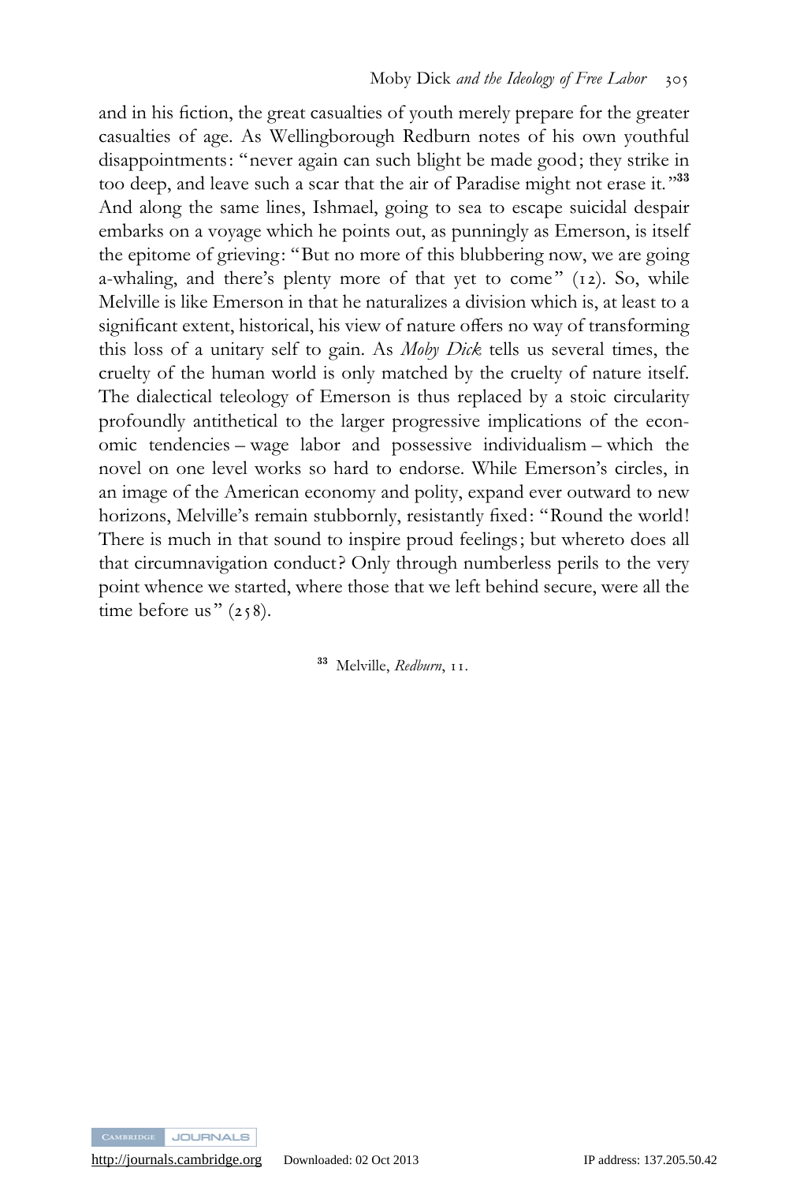and in his fiction, the great casualties of youth merely prepare for the greater casualties of age. As Wellingborough Redburn notes of his own youthful disappointments: "never again can such blight be made good; they strike in too deep, and leave such a scar that the air of Paradise might not erase it."[33] And along the same lines, Ishmael, going to sea to escape suicidal despair embarks on a voyage which he points out, as punningly as Emerson, is itself the epitome of grieving: "But no more of this blubbering now, we are going a-whaling, and there's plenty more of that yet to come" (12). So, while Melville is like Emerson in that he naturalizes a division which is, at least to a significant extent, historical, his view of nature offers no way of transforming this loss of a unitary self to gain. As *Moby Dick* tells us several times, the cruelty of the human world is only matched by the cruelty of nature itself. The dialectical teleology of Emerson is thus replaced by a stoic circularity profoundly antithetical to the larger progressive implications of the economic tendencies – wage labor and possessive individualism – which the novel on one level works so hard to endorse. While Emerson's circles, in an image of the American economy and polity, expand ever outward to new horizons, Melville's remain stubbornly, resistantly fixed: "Round the world! There is much in that sound to inspire proud feelings; but whereto does all that circumnavigation conduct? Only through numberless perils to the very point whence we started, where those that we left behind secure, were all the time before us" (258).

[33] Melville, *Redburn*, 11.